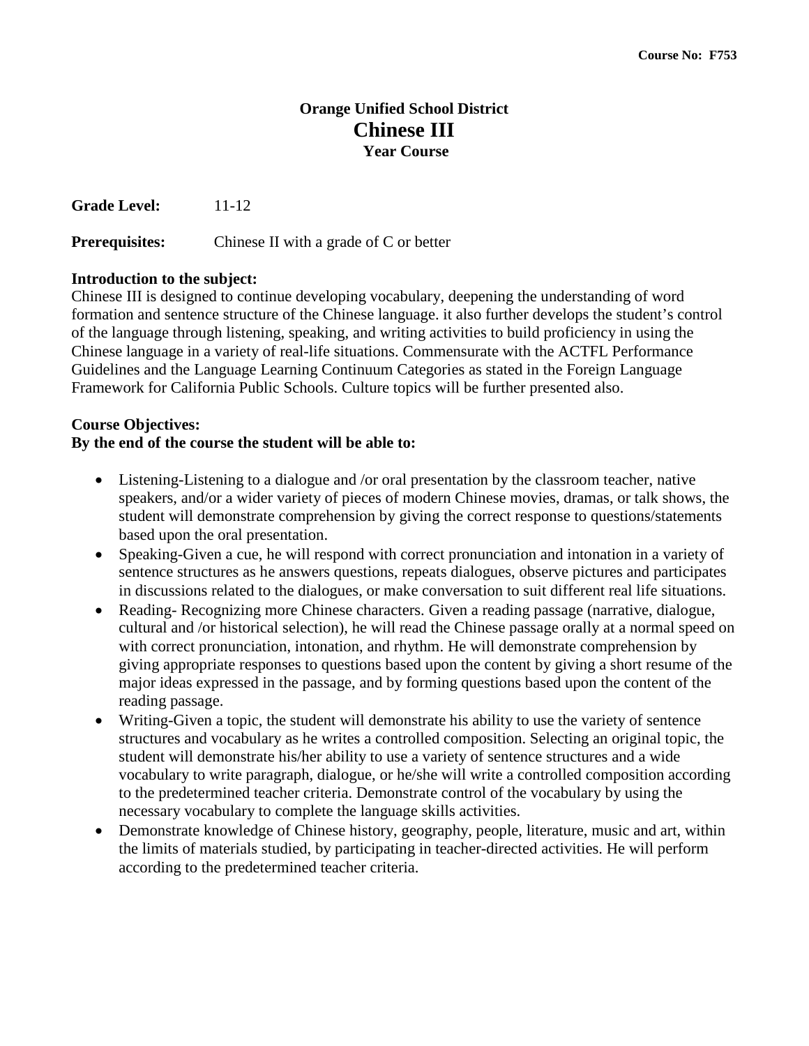Course No: F753

# Orange Unified School District
# Chinese III
### Year Course

**Grade Level:** 11-12

**Prerequisites:** Chinese II with a grade of C or better

**Introduction to the subject:**
Chinese III is designed to continue developing vocabulary, deepening the understanding of word formation and sentence structure of the Chinese language. it also further develops the student's control of the language through listening, speaking, and writing activities to build proficiency in using the Chinese language in a variety of real-life situations. Commensurate with the ACTFL Performance Guidelines and the Language Learning Continuum Categories as stated in the Foreign Language Framework for California Public Schools. Culture topics will be further presented also.

**Course Objectives:**
**By the end of the course the student will be able to:**

- Listening-Listening to a dialogue and /or oral presentation by the classroom teacher, native speakers, and/or a wider variety of pieces of modern Chinese movies, dramas, or talk shows, the student will demonstrate comprehension by giving the correct response to questions/statements based upon the oral presentation.
- Speaking-Given a cue, he will respond with correct pronunciation and intonation in a variety of sentence structures as he answers questions, repeats dialogues, observe pictures and participates in discussions related to the dialogues, or make conversation to suit different real life situations.
- Reading- Recognizing more Chinese characters. Given a reading passage (narrative, dialogue, cultural and /or historical selection), he will read the Chinese passage orally at a normal speed on with correct pronunciation, intonation, and rhythm. He will demonstrate comprehension by giving appropriate responses to questions based upon the content by giving a short resume of the major ideas expressed in the passage, and by forming questions based upon the content of the reading passage.
- Writing-Given a topic, the student will demonstrate his ability to use the variety of sentence structures and vocabulary as he writes a controlled composition. Selecting an original topic, the student will demonstrate his/her ability to use a variety of sentence structures and a wide vocabulary to write paragraph, dialogue, or he/she will write a controlled composition according to the predetermined teacher criteria. Demonstrate control of the vocabulary by using the necessary vocabulary to complete the language skills activities.
- Demonstrate knowledge of Chinese history, geography, people, literature, music and art, within the limits of materials studied, by participating in teacher-directed activities. He will perform according to the predetermined teacher criteria.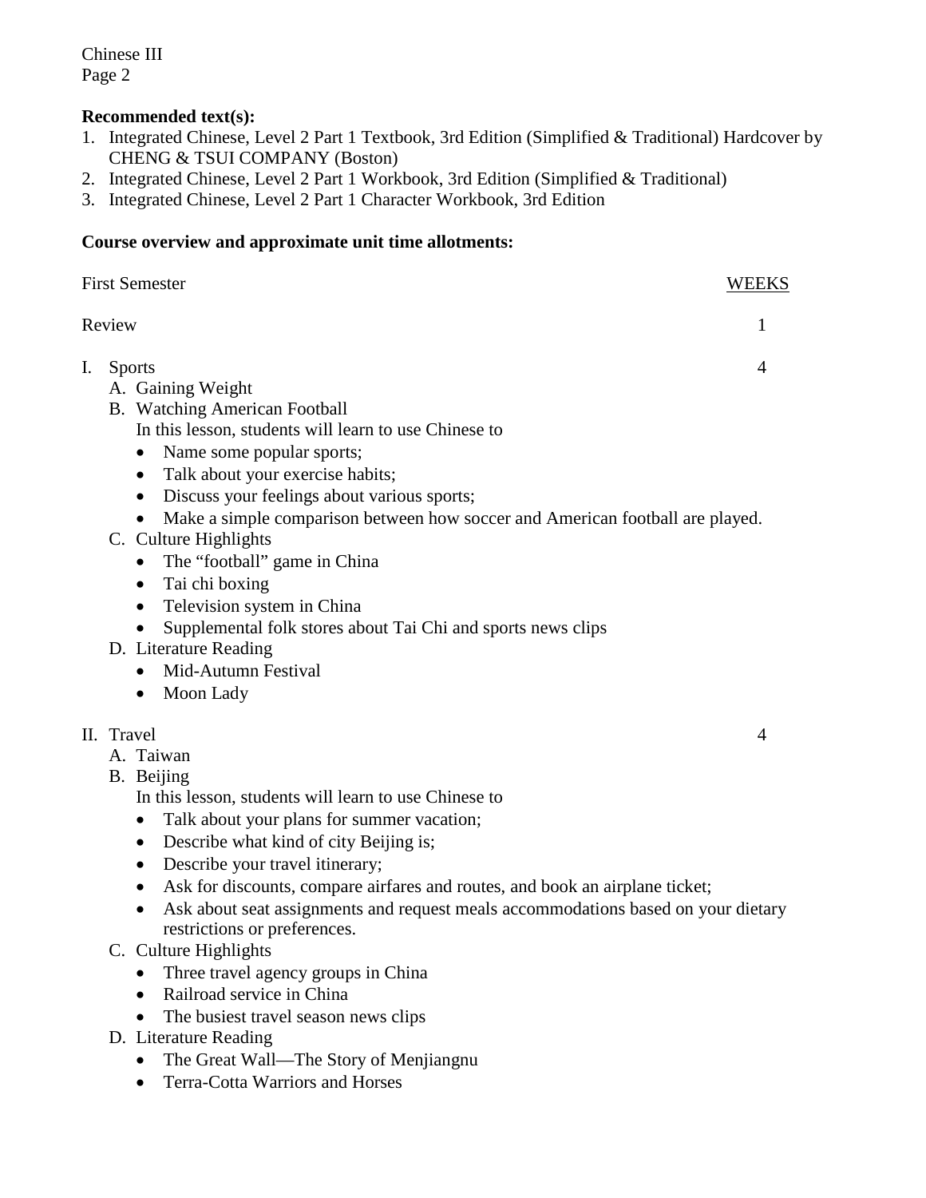**Recommended text(s):**

1. Integrated Chinese, Level 2 Part 1 Textbook, 3rd Edition (Simplified & Traditional) Hardcover by CHENG & TSUI COMPANY (Boston)
2. Integrated Chinese, Level 2 Part 1 Workbook, 3rd Edition (Simplified & Traditional)
3. Integrated Chinese, Level 2 Part 1 Character Workbook, 3rd Edition

**Course overview and approximate unit time allotments:**

| First Semester | WEEKS |
| --- | --- |
| Review | 1 |
| I. Sports | 4 |
| II. Travel | 4 |

First Semester — WEEKS

Review — 1

I. Sports — 4

A. Gaining Weight

B. Watching American Football

In this lesson, students will learn to use Chinese to

- Name some popular sports;
- Talk about your exercise habits;
- Discuss your feelings about various sports;
- Make a simple comparison between how soccer and American football are played.

C. Culture Highlights

- The "football" game in China
- Tai chi boxing
- Television system in China
- Supplemental folk stores about Tai Chi and sports news clips

D. Literature Reading

- Mid-Autumn Festival
- Moon Lady

II. Travel — 4

A. Taiwan

B. Beijing

In this lesson, students will learn to use Chinese to

- Talk about your plans for summer vacation;
- Describe what kind of city Beijing is;
- Describe your travel itinerary;
- Ask for discounts, compare airfares and routes, and book an airplane ticket;
- Ask about seat assignments and request meals accommodations based on your dietary restrictions or preferences.

C. Culture Highlights

- Three travel agency groups in China
- Railroad service in China
- The busiest travel season news clips

D. Literature Reading

- The Great Wall—The Story of Menjiangnu
- Terra-Cotta Warriors and Horses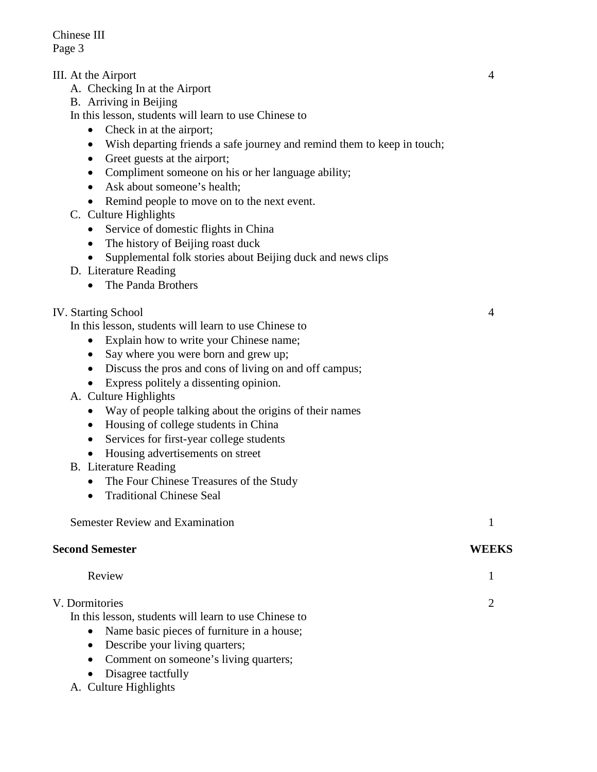III. At the Airport 4

A. Checking In at the Airport

B. Arriving in Beijing

In this lesson, students will learn to use Chinese to

- Check in at the airport;
- Wish departing friends a safe journey and remind them to keep in touch;
- Greet guests at the airport;
- Compliment someone on his or her language ability;
- Ask about someone's health;
- Remind people to move on to the next event.

C. Culture Highlights

- Service of domestic flights in China
- The history of Beijing roast duck
- Supplemental folk stories about Beijing duck and news clips

D. Literature Reading

- The Panda Brothers

IV. Starting School 4

In this lesson, students will learn to use Chinese to

- Explain how to write your Chinese name;
- Say where you were born and grew up;
- Discuss the pros and cons of living on and off campus;
- Express politely a dissenting opinion.

A. Culture Highlights

- Way of people talking about the origins of their names
- Housing of college students in China
- Services for first-year college students
- Housing advertisements on street

B. Literature Reading

- The Four Chinese Treasures of the Study
- Traditional Chinese Seal

Semester Review and Examination 1

**Second Semester** **WEEKS**

Review 1

V. Dormitories 2

In this lesson, students will learn to use Chinese to

- Name basic pieces of furniture in a house;
- Describe your living quarters;
- Comment on someone's living quarters;
- Disagree tactfully

A. Culture Highlights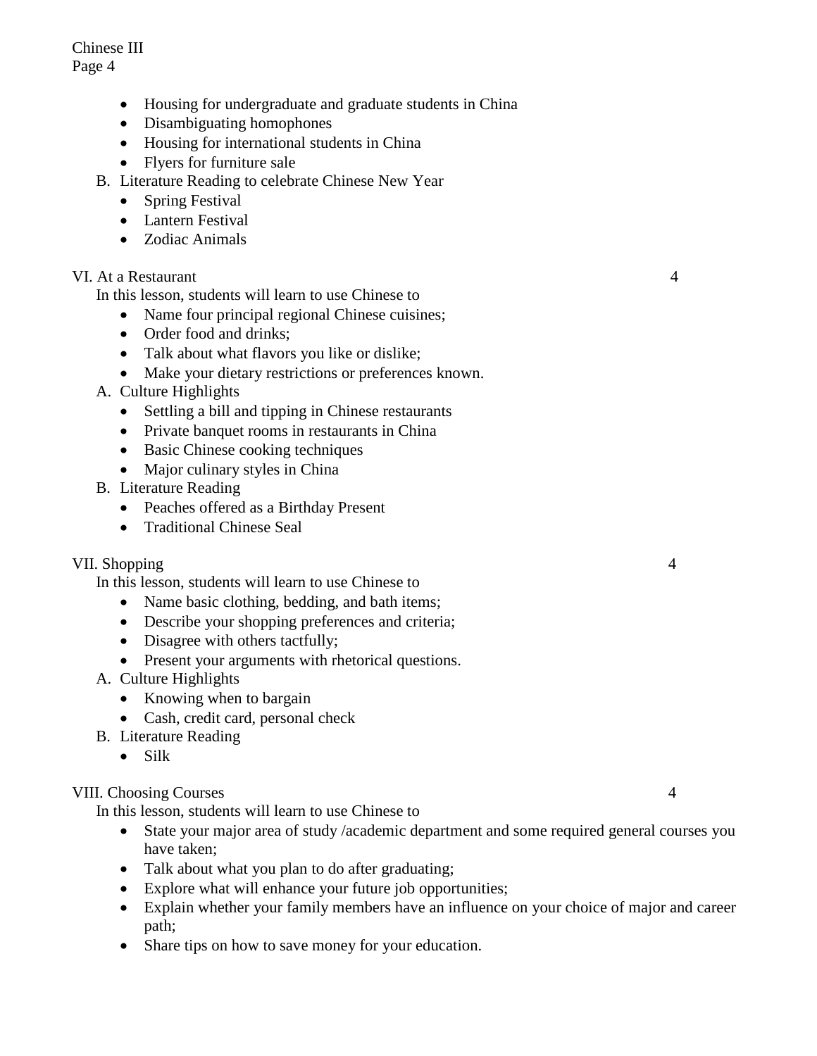- Housing for undergraduate and graduate students in China
- Disambiguating homophones
- Housing for international students in China
- Flyers for furniture sale

B. Literature Reading to celebrate Chinese New Year

- Spring Festival
- Lantern Festival
- Zodiac Animals

VI. At a Restaurant 4

In this lesson, students will learn to use Chinese to

- Name four principal regional Chinese cuisines;
- Order food and drinks;
- Talk about what flavors you like or dislike;
- Make your dietary restrictions or preferences known.

A. Culture Highlights

- Settling a bill and tipping in Chinese restaurants
- Private banquet rooms in restaurants in China
- Basic Chinese cooking techniques
- Major culinary styles in China

B. Literature Reading

- Peaches offered as a Birthday Present
- Traditional Chinese Seal

VII. Shopping 4

In this lesson, students will learn to use Chinese to

- Name basic clothing, bedding, and bath items;
- Describe your shopping preferences and criteria;
- Disagree with others tactfully;
- Present your arguments with rhetorical questions.

A. Culture Highlights

- Knowing when to bargain
- Cash, credit card, personal check

B. Literature Reading

- Silk

VIII. Choosing Courses 4

In this lesson, students will learn to use Chinese to

- State your major area of study /academic department and some required general courses you have taken;
- Talk about what you plan to do after graduating;
- Explore what will enhance your future job opportunities;
- Explain whether your family members have an influence on your choice of major and career path;
- Share tips on how to save money for your education.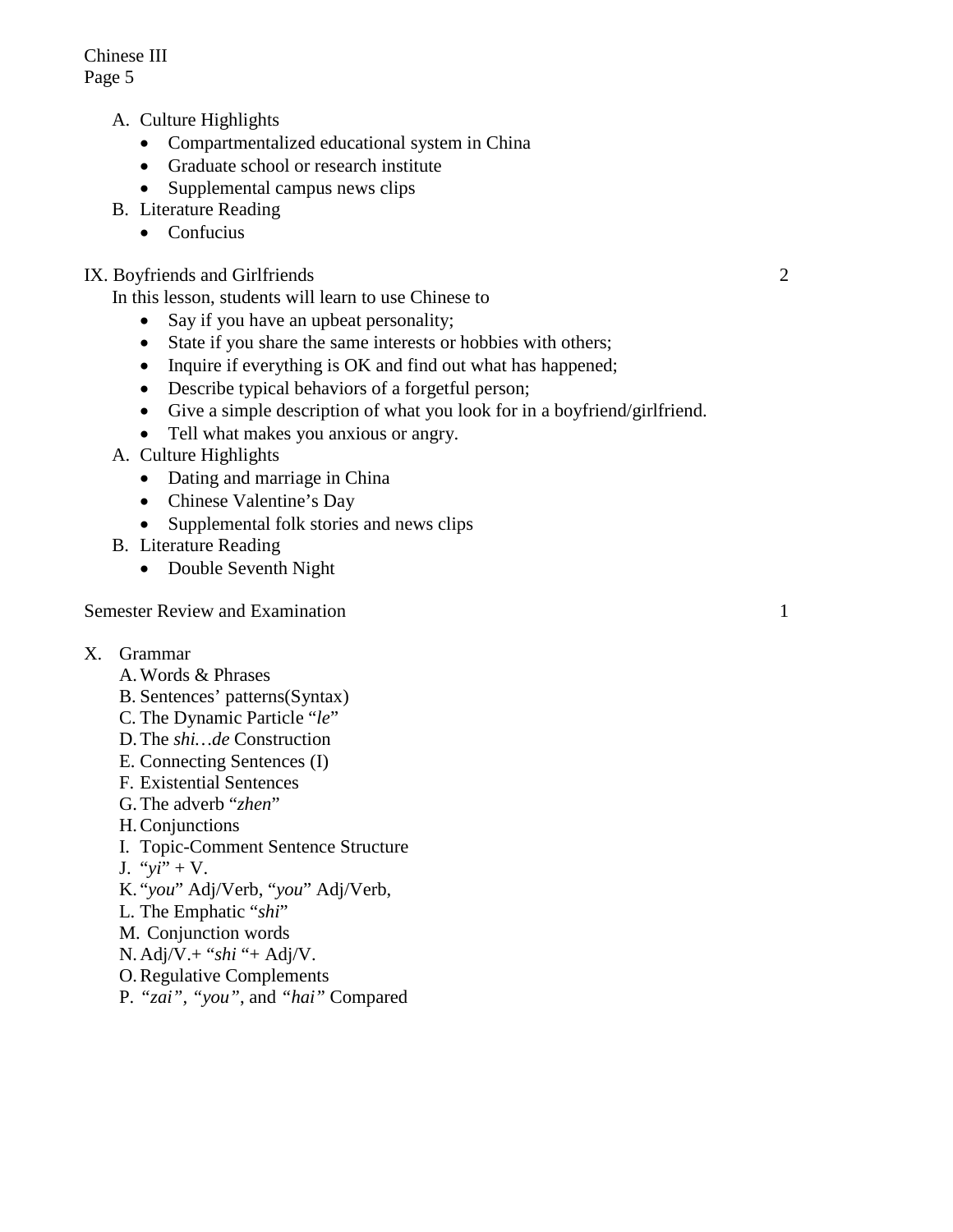A. Culture Highlights
- Compartmentalized educational system in China
- Graduate school or research institute
- Supplemental campus news clips

B. Literature Reading
- Confucius

IX. Boyfriends and Girlfriends 2

In this lesson, students will learn to use Chinese to
- Say if you have an upbeat personality;
- State if you share the same interests or hobbies with others;
- Inquire if everything is OK and find out what has happened;
- Describe typical behaviors of a forgetful person;
- Give a simple description of what you look for in a boyfriend/girlfriend.
- Tell what makes you anxious or angry.

A. Culture Highlights
- Dating and marriage in China
- Chinese Valentine's Day
- Supplemental folk stories and news clips

B. Literature Reading
- Double Seventh Night

Semester Review and Examination 1

X. Grammar

A. Words & Phrases
B. Sentences' patterns(Syntax)
C. The Dynamic Particle "*le*"
D. The *shi…de* Construction
E. Connecting Sentences (I)
F. Existential Sentences
G. The adverb "*zhen*"
H. Conjunctions
I. Topic-Comment Sentence Structure
J. "*yi*" + V.
K. "*you*" Adj/Verb, "*you*" Adj/Verb,
L. The Emphatic "*shi*"
M. Conjunction words
N. Adj/V.+ "*shi* "+ Adj/V.
O. Regulative Complements
P. "*zai*", "*you*", and "*hai*" Compared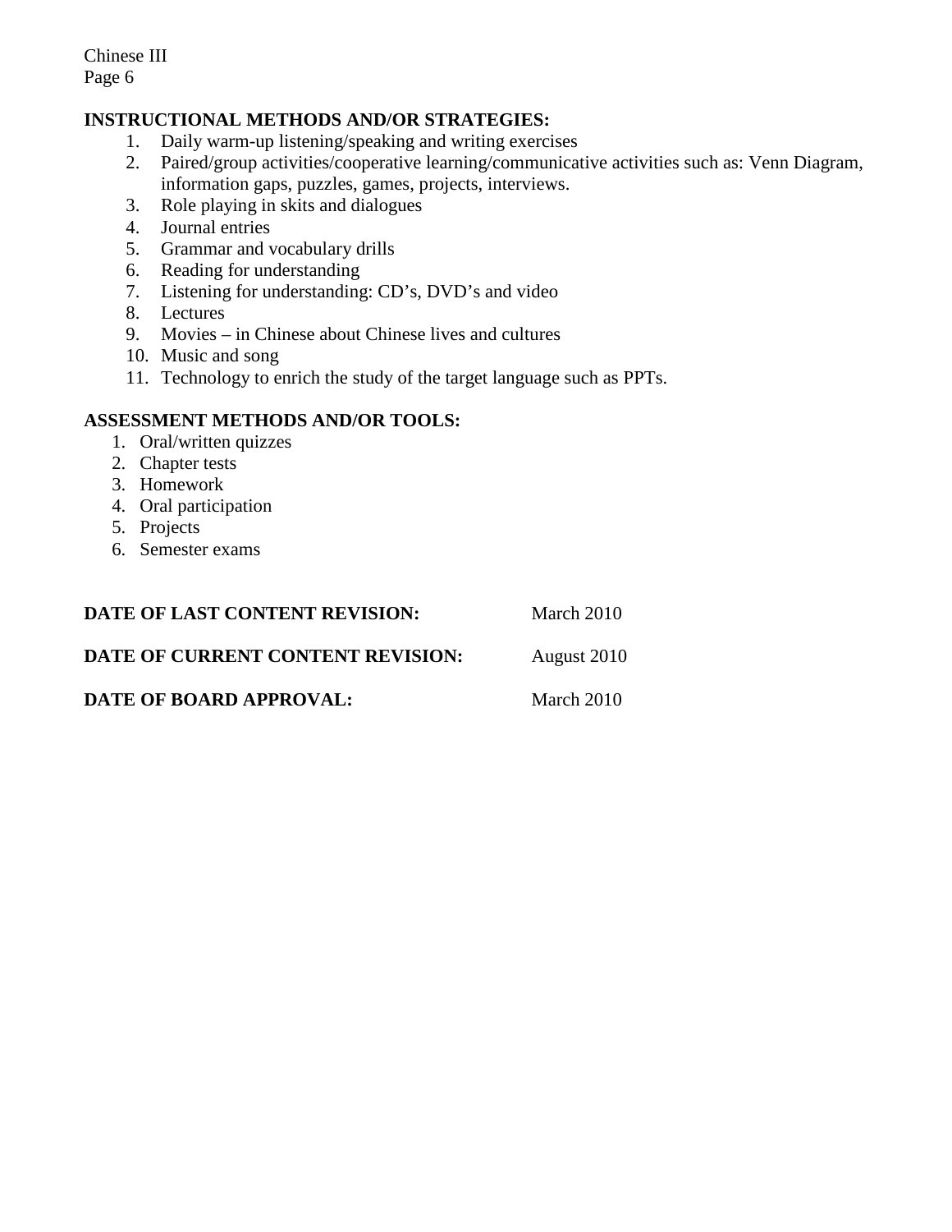**INSTRUCTIONAL METHODS AND/OR STRATEGIES:**

1. Daily warm-up listening/speaking and writing exercises
2. Paired/group activities/cooperative learning/communicative activities such as: Venn Diagram, information gaps, puzzles, games, projects, interviews.
3. Role playing in skits and dialogues
4. Journal entries
5. Grammar and vocabulary drills
6. Reading for understanding
7. Listening for understanding: CD's, DVD's and video
8. Lectures
9. Movies – in Chinese about Chinese lives and cultures
10. Music and song
11. Technology to enrich the study of the target language such as PPTs.

**ASSESSMENT METHODS AND/OR TOOLS:**

1. Oral/written quizzes
2. Chapter tests
3. Homework
4. Oral participation
5. Projects
6. Semester exams

**DATE OF LAST CONTENT REVISION:** March 2010

**DATE OF CURRENT CONTENT REVISION:** August 2010

**DATE OF BOARD APPROVAL:** March 2010